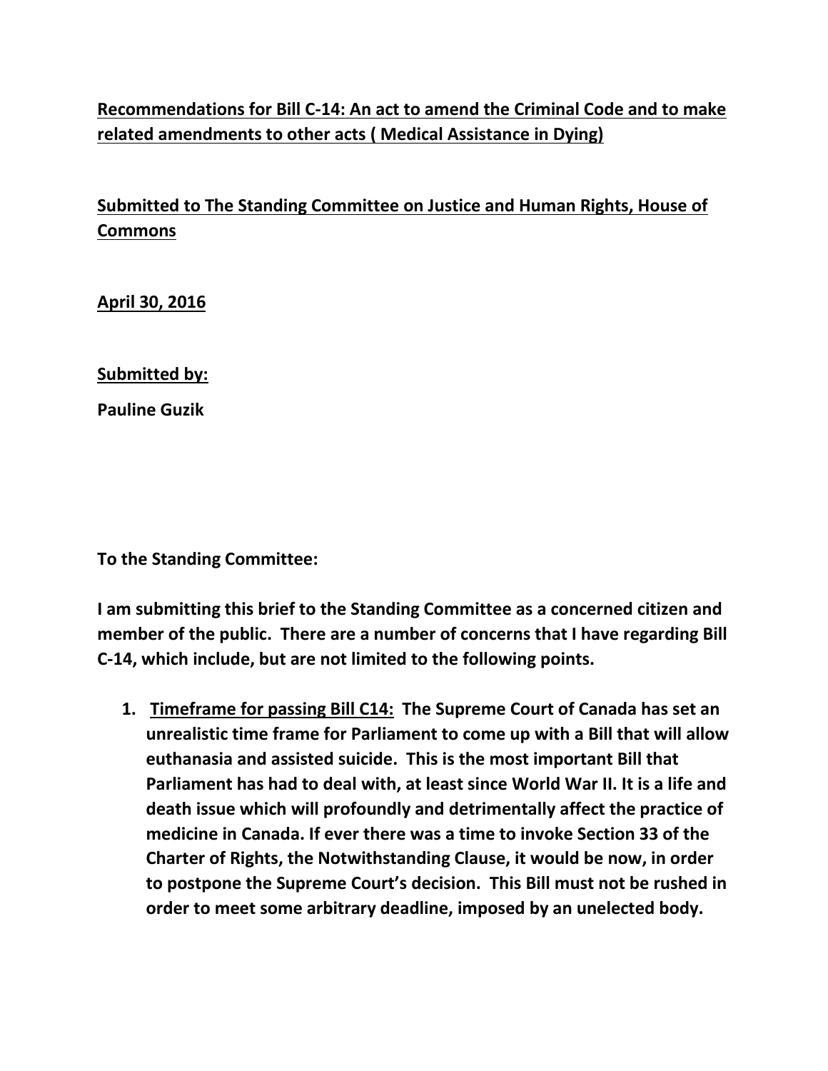**Recommendations for Bill C-14: An act to amend the Criminal Code and to make related amendments to other acts ( Medical Assistance in Dying)**

**Submitted to The Standing Committee on Justice and Human Rights, House of Commons**

**April 30, 2016**

**Submitted by:**

**Pauline Guzik**

**To the Standing Committee:**

**I am submitting this brief to the Standing Committee as a concerned citizen and member of the public. There are a number of concerns that I have regarding Bill C-14, which include, but are not limited to the following points.**

1. **Timeframe for passing Bill C14: The Supreme Court of Canada has set an unrealistic time frame for Parliament to come up with a Bill that will allow euthanasia and assisted suicide. This is the most important Bill that Parliament has had to deal with, at least since World War II. It is a life and death issue which will profoundly and detrimentally affect the practice of medicine in Canada. If ever there was a time to invoke Section 33 of the Charter of Rights, the Notwithstanding Clause, it would be now, in order to postpone the Supreme Court's decision. This Bill must not be rushed in order to meet some arbitrary deadline, imposed by an unelected body.**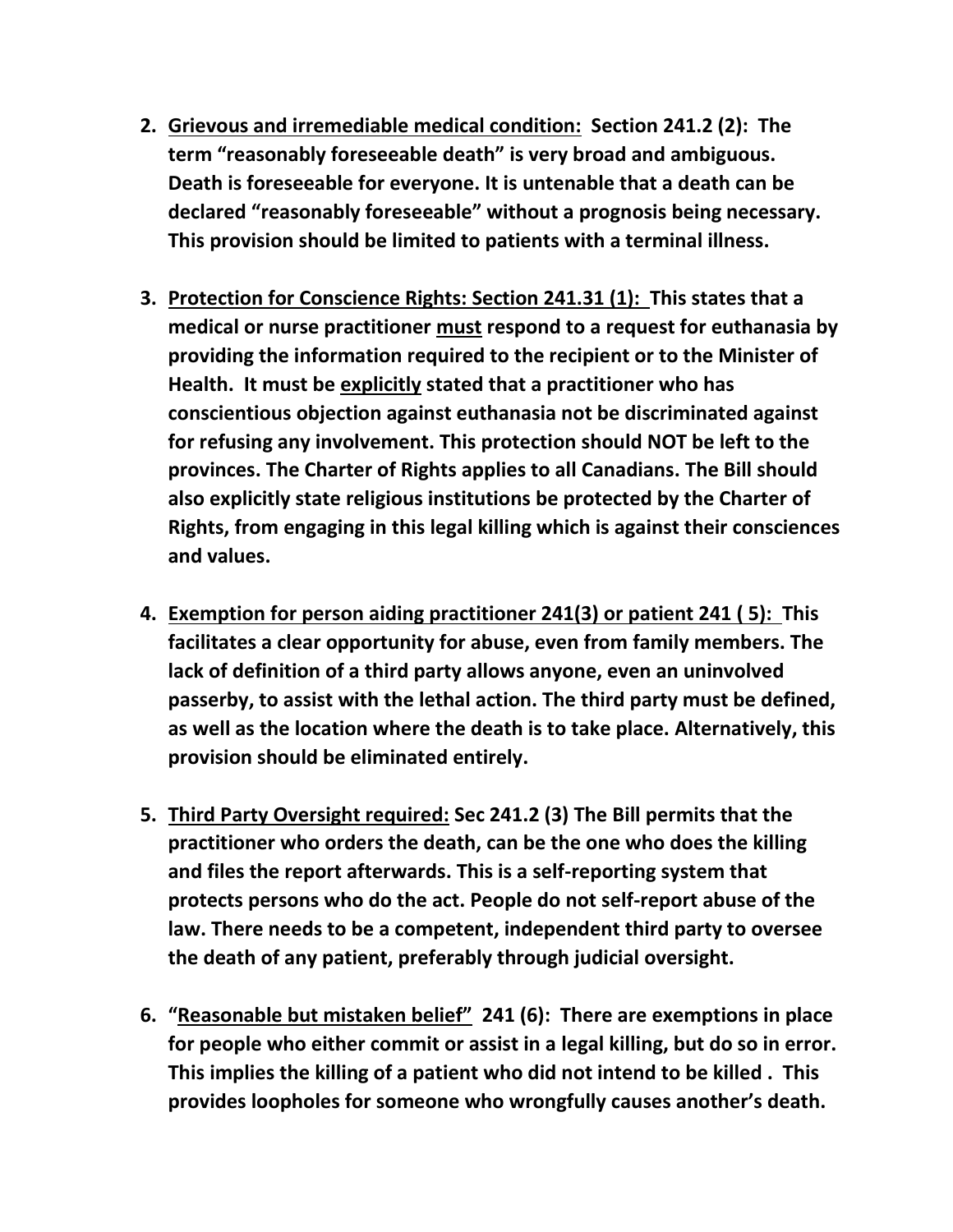2. **<u>Grievous and irremediable medical condition:</u> Section 241.2 (2): The term "reasonably foreseeable death" is very broad and ambiguous. Death is foreseeable for everyone. It is untenable that a death can be declared "reasonably foreseeable" without a prognosis being necessary. This provision should be limited to patients with a terminal illness.**

3. **<u>Protection for Conscience Rights:</u> Section 241.31 (1): This states that a medical or nurse practitioner <u>must</u> respond to a request for euthanasia by providing the information required to the recipient or to the Minister of Health. It must be <u>explicitly</u> stated that a practitioner who has conscientious objection against euthanasia not be discriminated against for refusing any involvement. This protection should NOT be left to the provinces. The Charter of Rights applies to all Canadians. The Bill should also explicitly state religious institutions be protected by the Charter of Rights, from engaging in this legal killing which is against their consciences and values.**

4. **<u>Exemption for person aiding practitioner 241(3) or patient 241 ( 5):</u> This facilitates a clear opportunity for abuse, even from family members. The lack of definition of a third party allows anyone, even an uninvolved passerby, to assist with the lethal action. The third party must be defined, as well as the location where the death is to take place. Alternatively, this provision should be eliminated entirely.**

5. **<u>Third Party Oversight required:</u> Sec 241.2 (3) The Bill permits that the practitioner who orders the death, can be the one who does the killing and files the report afterwards. This is a self-reporting system that protects persons who do the act. People do not self-report abuse of the law. There needs to be a competent, independent third party to oversee the death of any patient, preferably through judicial oversight.**

6. **"<u>Reasonable but mistaken belief"</u> 241 (6): There are exemptions in place for people who either commit or assist in a legal killing, but do so in error. This implies the killing of a patient who did not intend to be killed . This provides loopholes for someone who wrongfully causes another's death.**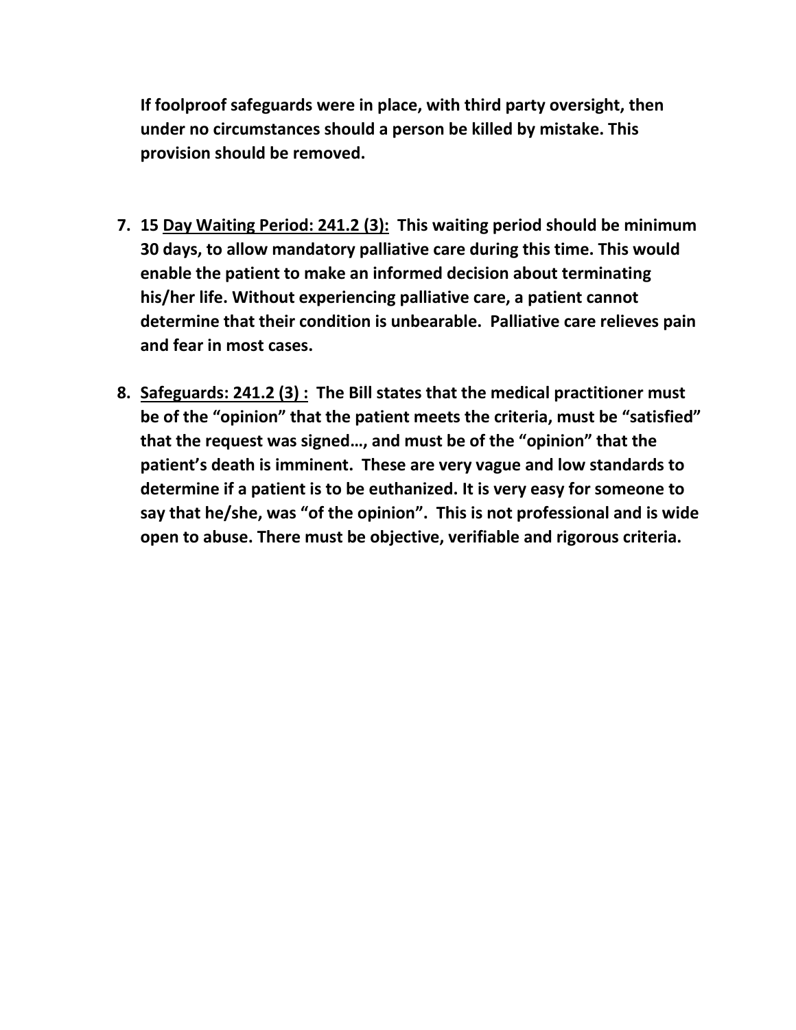**If foolproof safeguards were in place, with third party oversight, then under no circumstances should a person be killed by mistake. This provision should be removed.**

7. **15 <u>Day Waiting Period: 241.2 (3):</u> This waiting period should be minimum 30 days, to allow mandatory palliative care during this time. This would enable the patient to make an informed decision about terminating his/her life. Without experiencing palliative care, a patient cannot determine that their condition is unbearable. Palliative care relieves pain and fear in most cases.**

8. **<u>Safeguards: 241.2 (3) :</u> The Bill states that the medical practitioner must be of the "opinion" that the patient meets the criteria, must be "satisfied" that the request was signed…, and must be of the "opinion" that the patient's death is imminent. These are very vague and low standards to determine if a patient is to be euthanized. It is very easy for someone to say that he/she, was "of the opinion". This is not professional and is wide open to abuse. There must be objective, verifiable and rigorous criteria.**